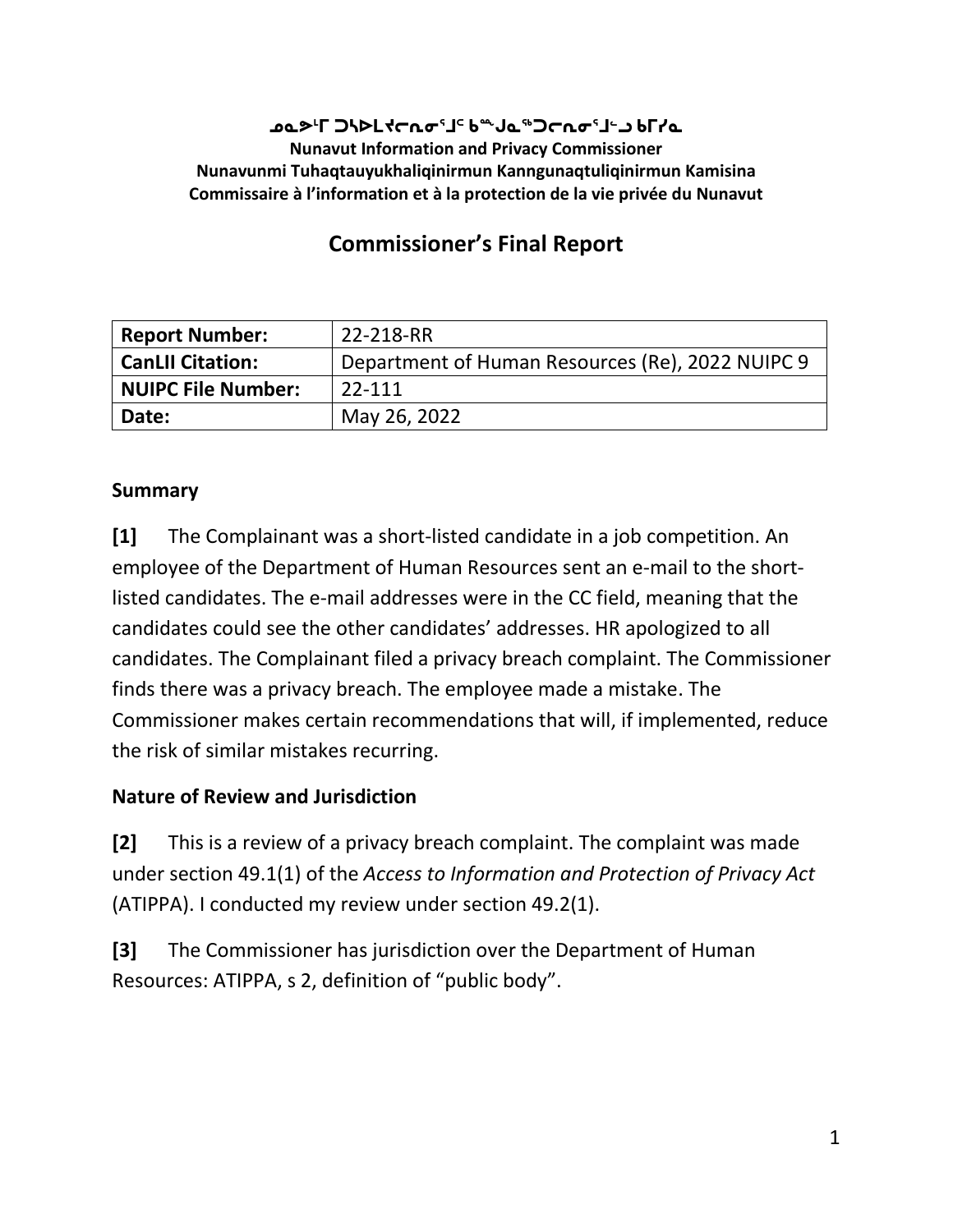**ᓄᓇᕗᒻᒥ ᑐᓴᐅᒪᔭᑎᓂᕐᒧᑦ ᑲᙳᓇᖅᑐᑎᓂᕐᒧᑦ ᑲᒥᓯᓇ**
**Nunavut Information and Privacy Commissioner**
**Nunavunmi Tuhaqtauyukhaliqinirmun Kanngunaqtuliqinirmun Kamisina**
**Commissaire à l'information et à la protection de la vie privée du Nunavut**

# Commissioner's Final Report

| **Report Number:** | 22-218-RR |
|---|---|
| **CanLII Citation:** | Department of Human Resources (Re), 2022 NUIPC 9 |
| **NUIPC File Number:** | 22-111 |
| **Date:** | May 26, 2022 |

## Summary

**[1]** The Complainant was a short-listed candidate in a job competition. An employee of the Department of Human Resources sent an e-mail to the short-listed candidates. The e-mail addresses were in the CC field, meaning that the candidates could see the other candidates' addresses. HR apologized to all candidates. The Complainant filed a privacy breach complaint. The Commissioner finds there was a privacy breach. The employee made a mistake. The Commissioner makes certain recommendations that will, if implemented, reduce the risk of similar mistakes recurring.

## Nature of Review and Jurisdiction

**[2]** This is a review of a privacy breach complaint. The complaint was made under section 49.1(1) of the *Access to Information and Protection of Privacy Act* (ATIPPA). I conducted my review under section 49.2(1).

**[3]** The Commissioner has jurisdiction over the Department of Human Resources: ATIPPA, s 2, definition of "public body".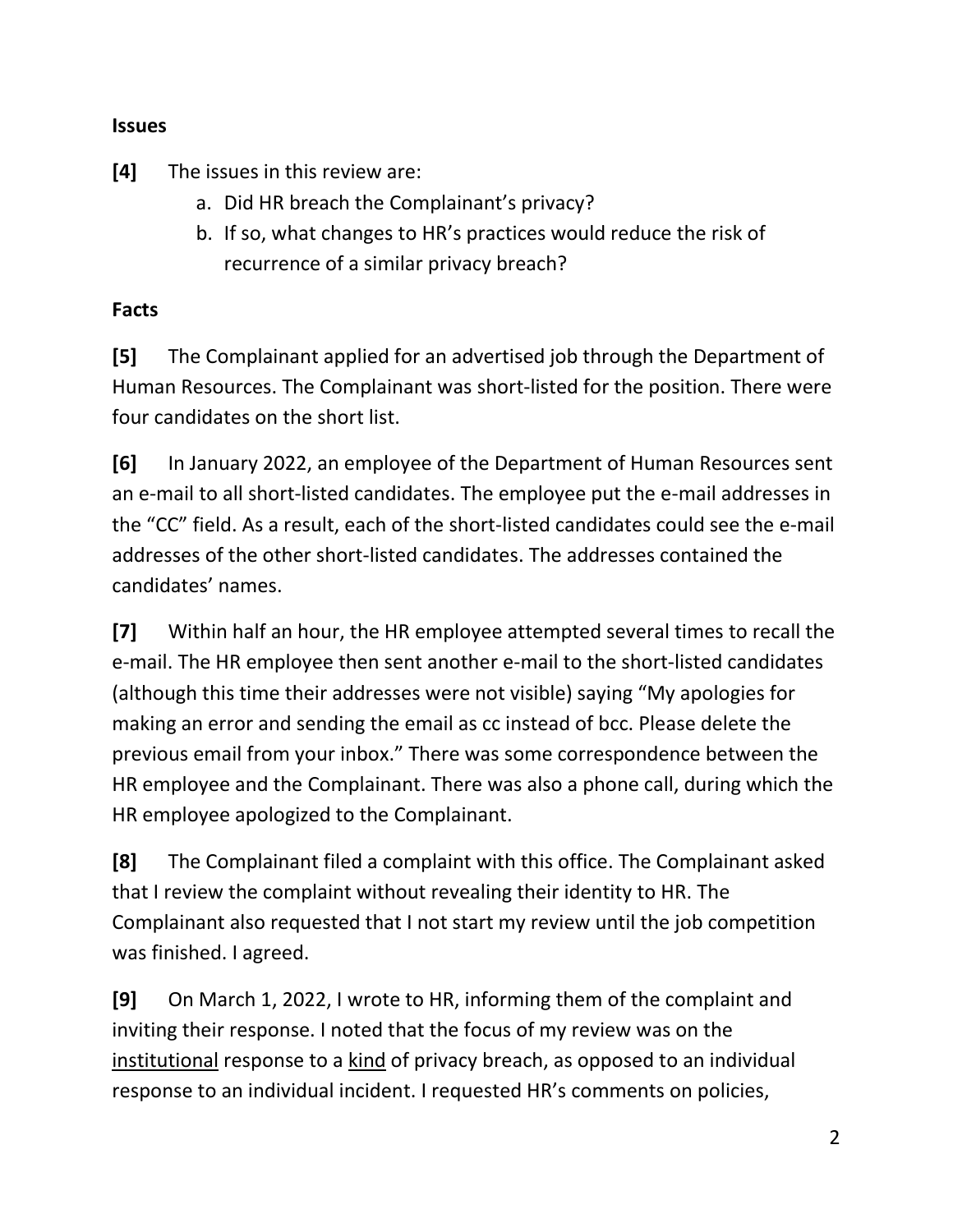**Issues**

**[4]** The issues in this review are:

a. Did HR breach the Complainant's privacy?
b. If so, what changes to HR's practices would reduce the risk of recurrence of a similar privacy breach?

**Facts**

**[5]** The Complainant applied for an advertised job through the Department of Human Resources. The Complainant was short-listed for the position. There were four candidates on the short list.

**[6]** In January 2022, an employee of the Department of Human Resources sent an e-mail to all short-listed candidates. The employee put the e-mail addresses in the "CC" field. As a result, each of the short-listed candidates could see the e-mail addresses of the other short-listed candidates. The addresses contained the candidates' names.

**[7]** Within half an hour, the HR employee attempted several times to recall the e-mail. The HR employee then sent another e-mail to the short-listed candidates (although this time their addresses were not visible) saying "My apologies for making an error and sending the email as cc instead of bcc. Please delete the previous email from your inbox." There was some correspondence between the HR employee and the Complainant. There was also a phone call, during which the HR employee apologized to the Complainant.

**[8]** The Complainant filed a complaint with this office. The Complainant asked that I review the complaint without revealing their identity to HR. The Complainant also requested that I not start my review until the job competition was finished. I agreed.

**[9]** On March 1, 2022, I wrote to HR, informing them of the complaint and inviting their response. I noted that the focus of my review was on the <u>institutional</u> response to a <u>kind</u> of privacy breach, as opposed to an individual response to an individual incident. I requested HR's comments on policies,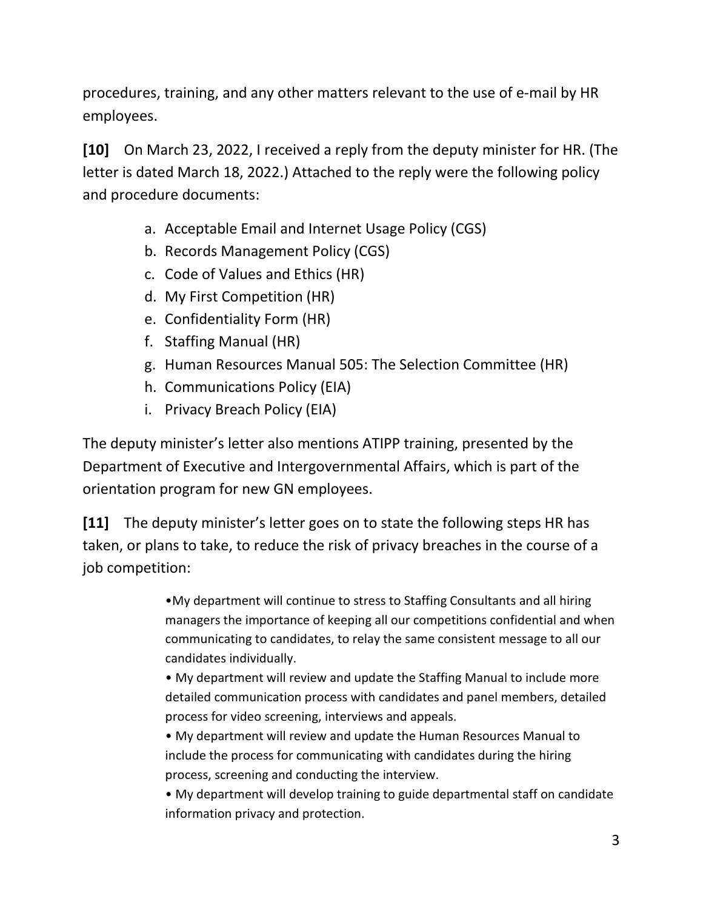procedures, training, and any other matters relevant to the use of e-mail by HR employees.

**[10]** On March 23, 2022, I received a reply from the deputy minister for HR. (The letter is dated March 18, 2022.) Attached to the reply were the following policy and procedure documents:

a. Acceptable Email and Internet Usage Policy (CGS)
b. Records Management Policy (CGS)
c. Code of Values and Ethics (HR)
d. My First Competition (HR)
e. Confidentiality Form (HR)
f. Staffing Manual (HR)
g. Human Resources Manual 505: The Selection Committee (HR)
h. Communications Policy (EIA)
i. Privacy Breach Policy (EIA)

The deputy minister's letter also mentions ATIPP training, presented by the Department of Executive and Intergovernmental Affairs, which is part of the orientation program for new GN employees.

**[11]** The deputy minister's letter goes on to state the following steps HR has taken, or plans to take, to reduce the risk of privacy breaches in the course of a job competition:

> • My department will continue to stress to Staffing Consultants and all hiring managers the importance of keeping all our competitions confidential and when communicating to candidates, to relay the same consistent message to all our candidates individually.
> • My department will review and update the Staffing Manual to include more detailed communication process with candidates and panel members, detailed process for video screening, interviews and appeals.
> • My department will review and update the Human Resources Manual to include the process for communicating with candidates during the hiring process, screening and conducting the interview.
> • My department will develop training to guide departmental staff on candidate information privacy and protection.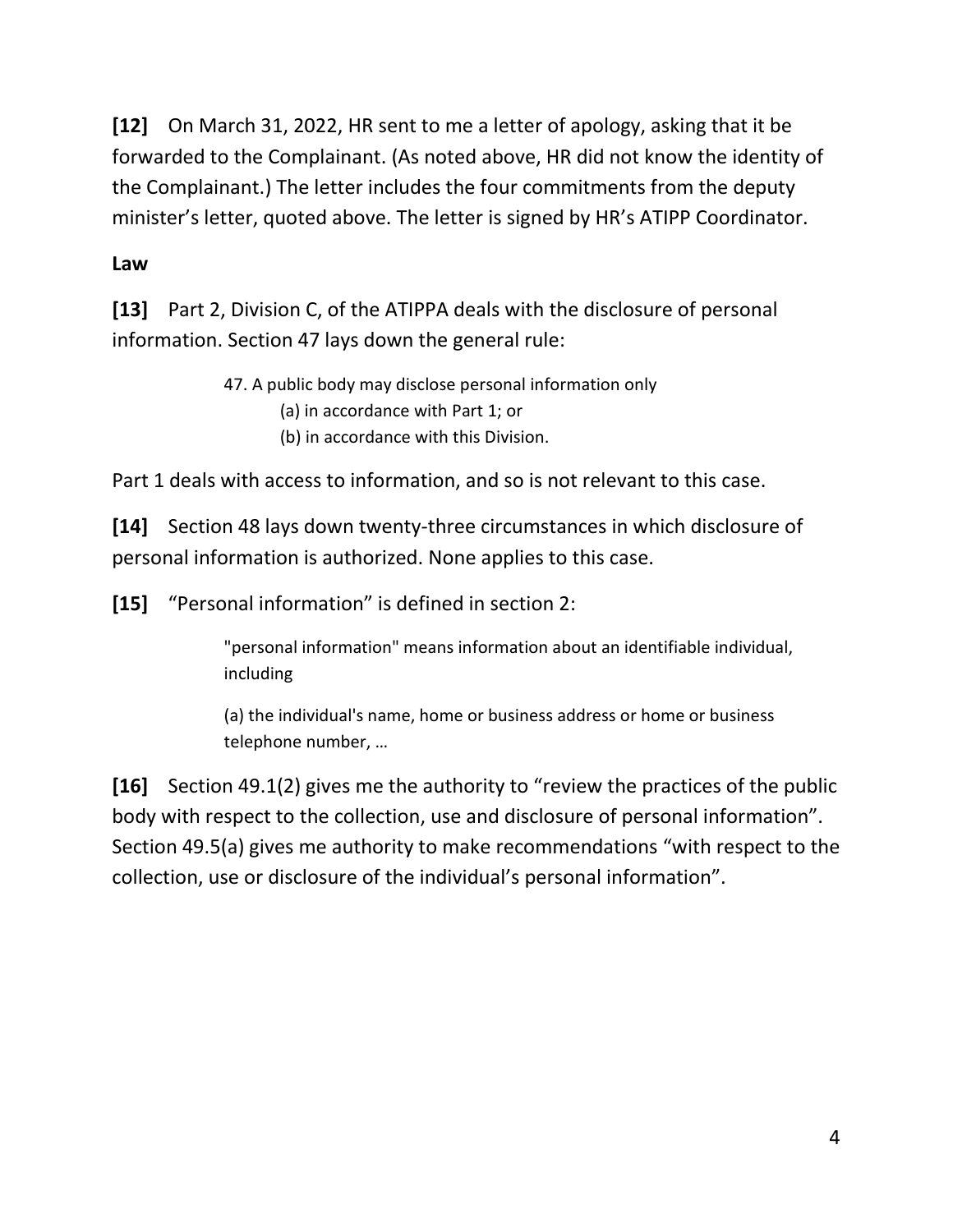**[12]** On March 31, 2022, HR sent to me a letter of apology, asking that it be forwarded to the Complainant. (As noted above, HR did not know the identity of the Complainant.) The letter includes the four commitments from the deputy minister's letter, quoted above. The letter is signed by HR's ATIPP Coordinator.

**Law**

**[13]** Part 2, Division C, of the ATIPPA deals with the disclosure of personal information. Section 47 lays down the general rule:

> 47. A public body may disclose personal information only
> (a) in accordance with Part 1; or
> (b) in accordance with this Division.

Part 1 deals with access to information, and so is not relevant to this case.

**[14]** Section 48 lays down twenty-three circumstances in which disclosure of personal information is authorized. None applies to this case.

**[15]** "Personal information" is defined in section 2:

> "personal information" means information about an identifiable individual, including
>
> (a) the individual's name, home or business address or home or business telephone number, …

**[16]** Section 49.1(2) gives me the authority to "review the practices of the public body with respect to the collection, use and disclosure of personal information". Section 49.5(a) gives me authority to make recommendations "with respect to the collection, use or disclosure of the individual's personal information".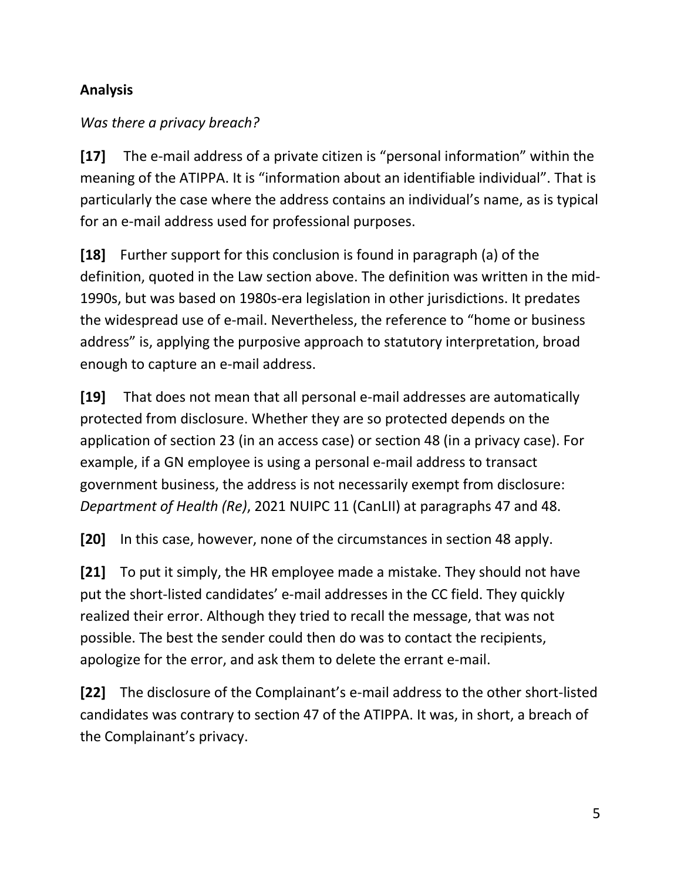## Analysis

*Was there a privacy breach?*

**[17]** The e-mail address of a private citizen is "personal information" within the meaning of the ATIPPA. It is "information about an identifiable individual". That is particularly the case where the address contains an individual's name, as is typical for an e-mail address used for professional purposes.

**[18]** Further support for this conclusion is found in paragraph (a) of the definition, quoted in the Law section above. The definition was written in the mid-1990s, but was based on 1980s-era legislation in other jurisdictions. It predates the widespread use of e-mail. Nevertheless, the reference to "home or business address" is, applying the purposive approach to statutory interpretation, broad enough to capture an e-mail address.

**[19]** That does not mean that all personal e-mail addresses are automatically protected from disclosure. Whether they are so protected depends on the application of section 23 (in an access case) or section 48 (in a privacy case). For example, if a GN employee is using a personal e-mail address to transact government business, the address is not necessarily exempt from disclosure: *Department of Health (Re)*, 2021 NUIPC 11 (CanLII) at paragraphs 47 and 48.

**[20]** In this case, however, none of the circumstances in section 48 apply.

**[21]** To put it simply, the HR employee made a mistake. They should not have put the short-listed candidates' e-mail addresses in the CC field. They quickly realized their error. Although they tried to recall the message, that was not possible. The best the sender could then do was to contact the recipients, apologize for the error, and ask them to delete the errant e-mail.

**[22]** The disclosure of the Complainant's e-mail address to the other short-listed candidates was contrary to section 47 of the ATIPPA. It was, in short, a breach of the Complainant's privacy.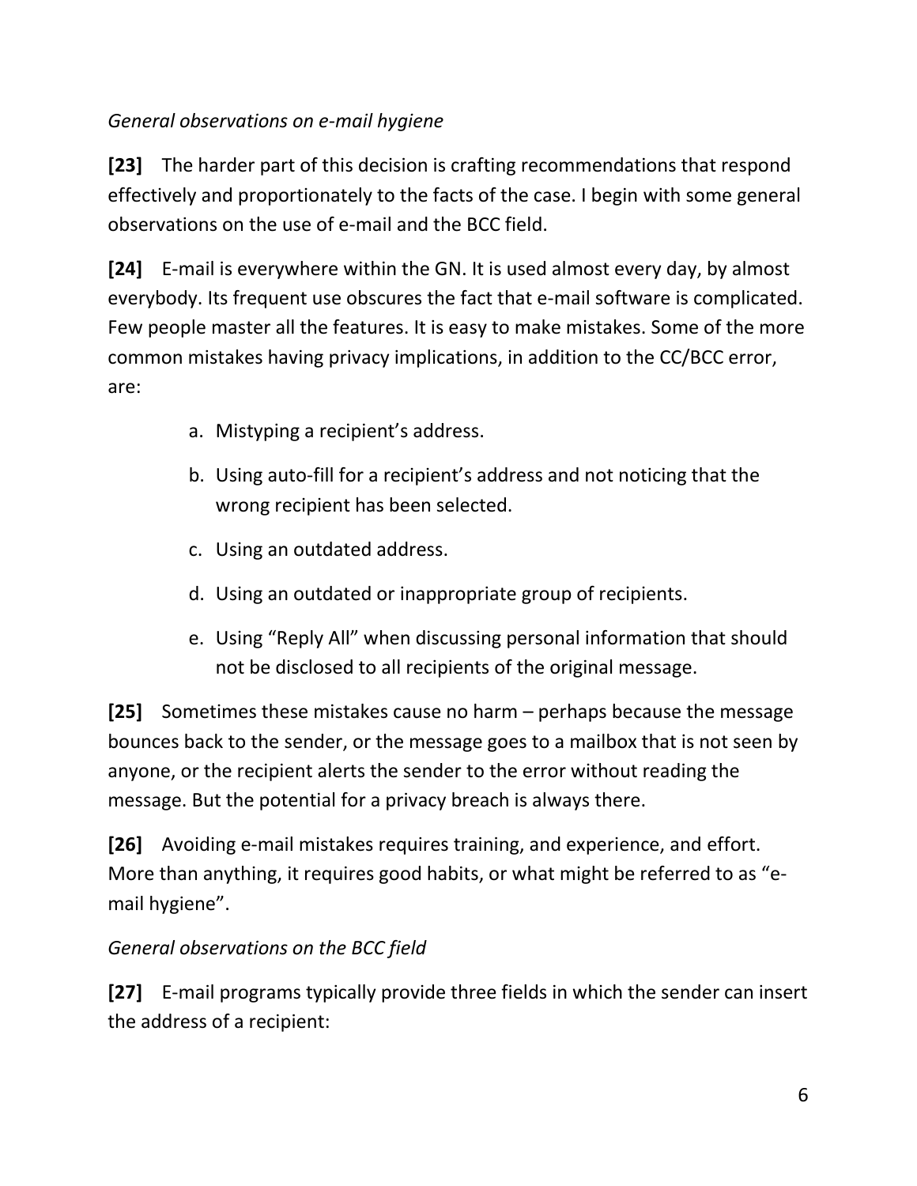*General observations on e-mail hygiene*

**[23]** The harder part of this decision is crafting recommendations that respond effectively and proportionately to the facts of the case. I begin with some general observations on the use of e-mail and the BCC field.

**[24]** E-mail is everywhere within the GN. It is used almost every day, by almost everybody. Its frequent use obscures the fact that e-mail software is complicated. Few people master all the features. It is easy to make mistakes. Some of the more common mistakes having privacy implications, in addition to the CC/BCC error, are:

a. Mistyping a recipient's address.

b. Using auto-fill for a recipient's address and not noticing that the wrong recipient has been selected.

c. Using an outdated address.

d. Using an outdated or inappropriate group of recipients.

e. Using "Reply All" when discussing personal information that should not be disclosed to all recipients of the original message.

**[25]** Sometimes these mistakes cause no harm – perhaps because the message bounces back to the sender, or the message goes to a mailbox that is not seen by anyone, or the recipient alerts the sender to the error without reading the message. But the potential for a privacy breach is always there.

**[26]** Avoiding e-mail mistakes requires training, and experience, and effort. More than anything, it requires good habits, or what might be referred to as "e-mail hygiene".

*General observations on the BCC field*

**[27]** E-mail programs typically provide three fields in which the sender can insert the address of a recipient: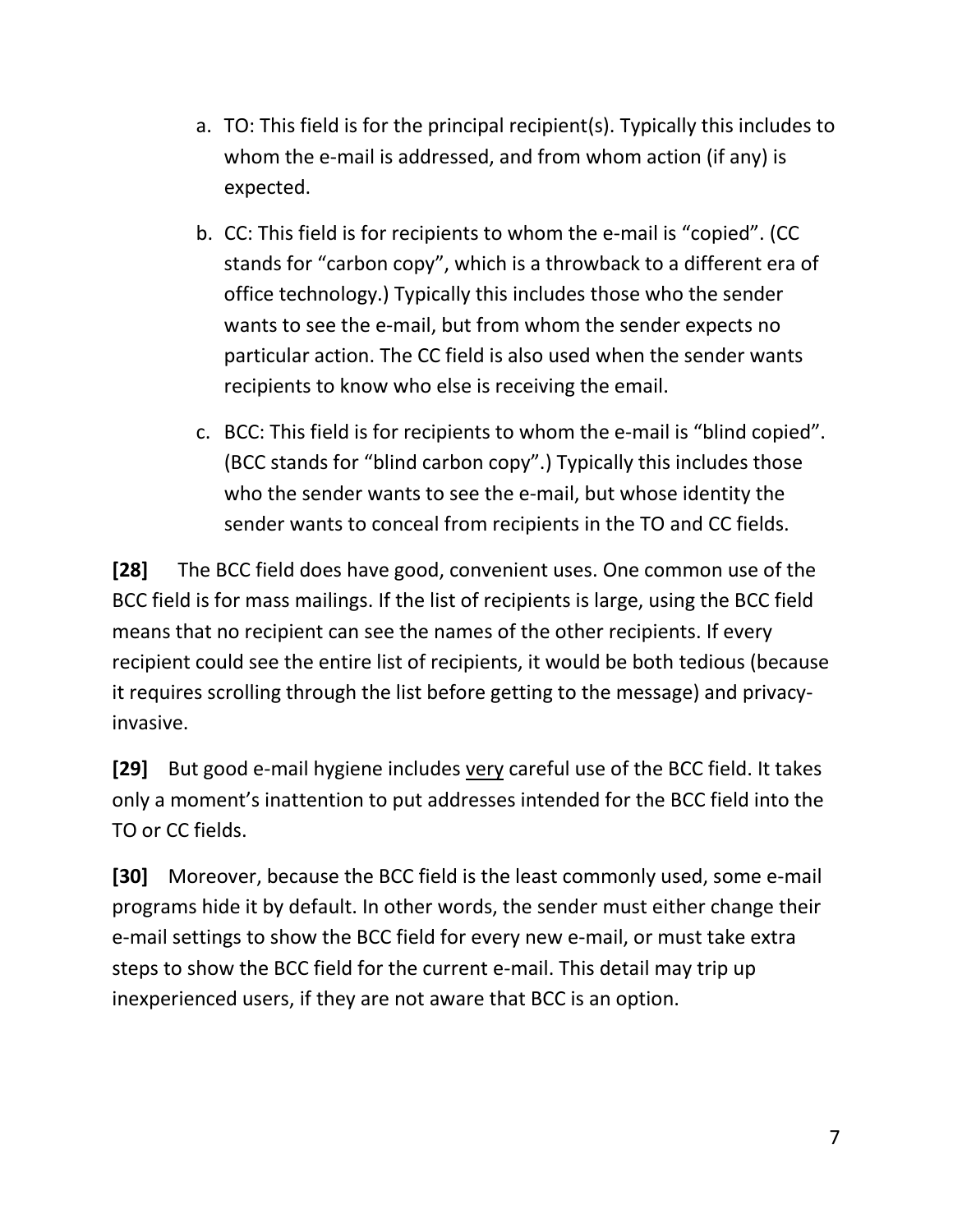a. TO: This field is for the principal recipient(s). Typically this includes to whom the e-mail is addressed, and from whom action (if any) is expected.

b. CC: This field is for recipients to whom the e-mail is "copied". (CC stands for "carbon copy", which is a throwback to a different era of office technology.) Typically this includes those who the sender wants to see the e-mail, but from whom the sender expects no particular action. The CC field is also used when the sender wants recipients to know who else is receiving the email.

c. BCC: This field is for recipients to whom the e-mail is "blind copied". (BCC stands for "blind carbon copy".) Typically this includes those who the sender wants to see the e-mail, but whose identity the sender wants to conceal from recipients in the TO and CC fields.

**[28]** The BCC field does have good, convenient uses. One common use of the BCC field is for mass mailings. If the list of recipients is large, using the BCC field means that no recipient can see the names of the other recipients. If every recipient could see the entire list of recipients, it would be both tedious (because it requires scrolling through the list before getting to the message) and privacy-invasive.

**[29]** But good e-mail hygiene includes <u>very</u> careful use of the BCC field. It takes only a moment's inattention to put addresses intended for the BCC field into the TO or CC fields.

**[30]** Moreover, because the BCC field is the least commonly used, some e-mail programs hide it by default. In other words, the sender must either change their e-mail settings to show the BCC field for every new e-mail, or must take extra steps to show the BCC field for the current e-mail. This detail may trip up inexperienced users, if they are not aware that BCC is an option.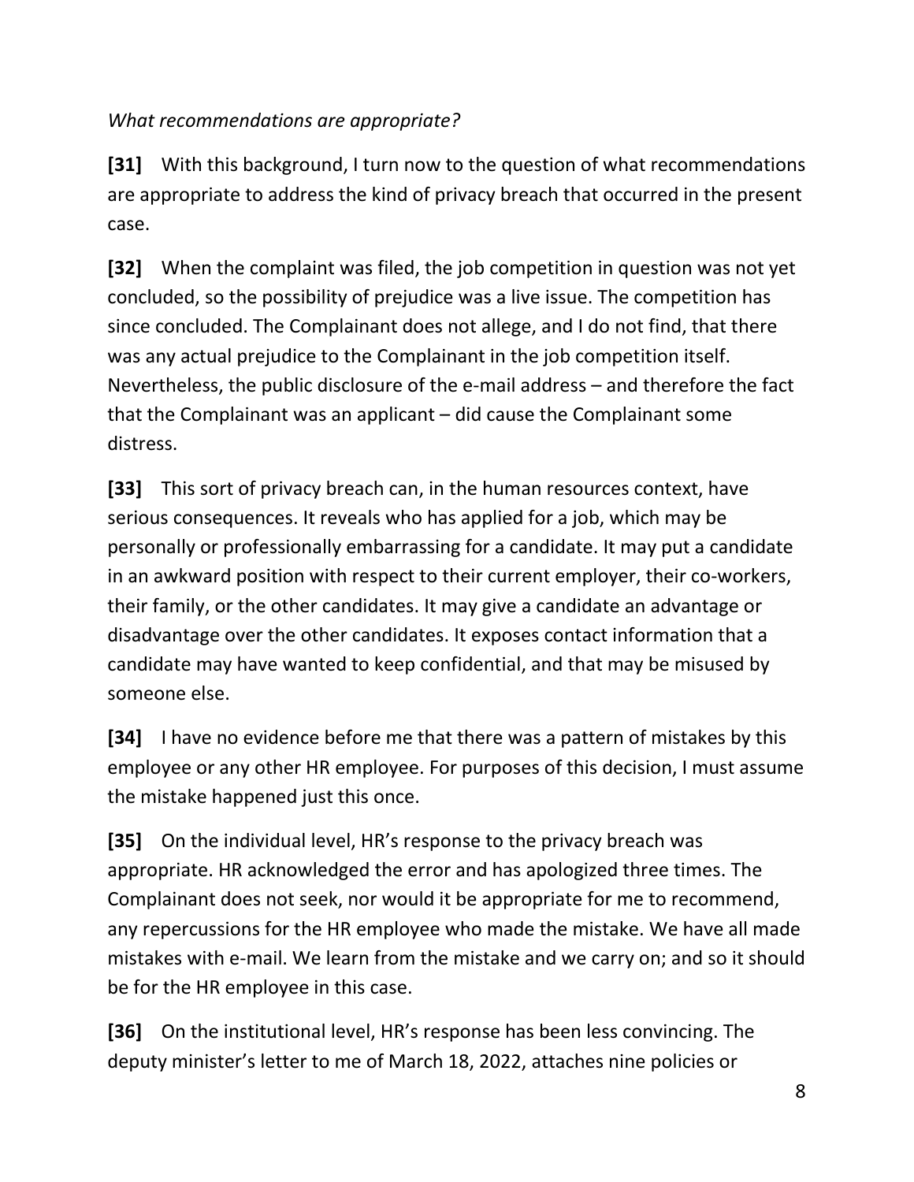*What recommendations are appropriate?*

**[31]** With this background, I turn now to the question of what recommendations are appropriate to address the kind of privacy breach that occurred in the present case.

**[32]** When the complaint was filed, the job competition in question was not yet concluded, so the possibility of prejudice was a live issue. The competition has since concluded. The Complainant does not allege, and I do not find, that there was any actual prejudice to the Complainant in the job competition itself. Nevertheless, the public disclosure of the e-mail address – and therefore the fact that the Complainant was an applicant – did cause the Complainant some distress.

**[33]** This sort of privacy breach can, in the human resources context, have serious consequences. It reveals who has applied for a job, which may be personally or professionally embarrassing for a candidate. It may put a candidate in an awkward position with respect to their current employer, their co-workers, their family, or the other candidates. It may give a candidate an advantage or disadvantage over the other candidates. It exposes contact information that a candidate may have wanted to keep confidential, and that may be misused by someone else.

**[34]** I have no evidence before me that there was a pattern of mistakes by this employee or any other HR employee. For purposes of this decision, I must assume the mistake happened just this once.

**[35]** On the individual level, HR's response to the privacy breach was appropriate. HR acknowledged the error and has apologized three times. The Complainant does not seek, nor would it be appropriate for me to recommend, any repercussions for the HR employee who made the mistake. We have all made mistakes with e-mail. We learn from the mistake and we carry on; and so it should be for the HR employee in this case.

**[36]** On the institutional level, HR's response has been less convincing. The deputy minister's letter to me of March 18, 2022, attaches nine policies or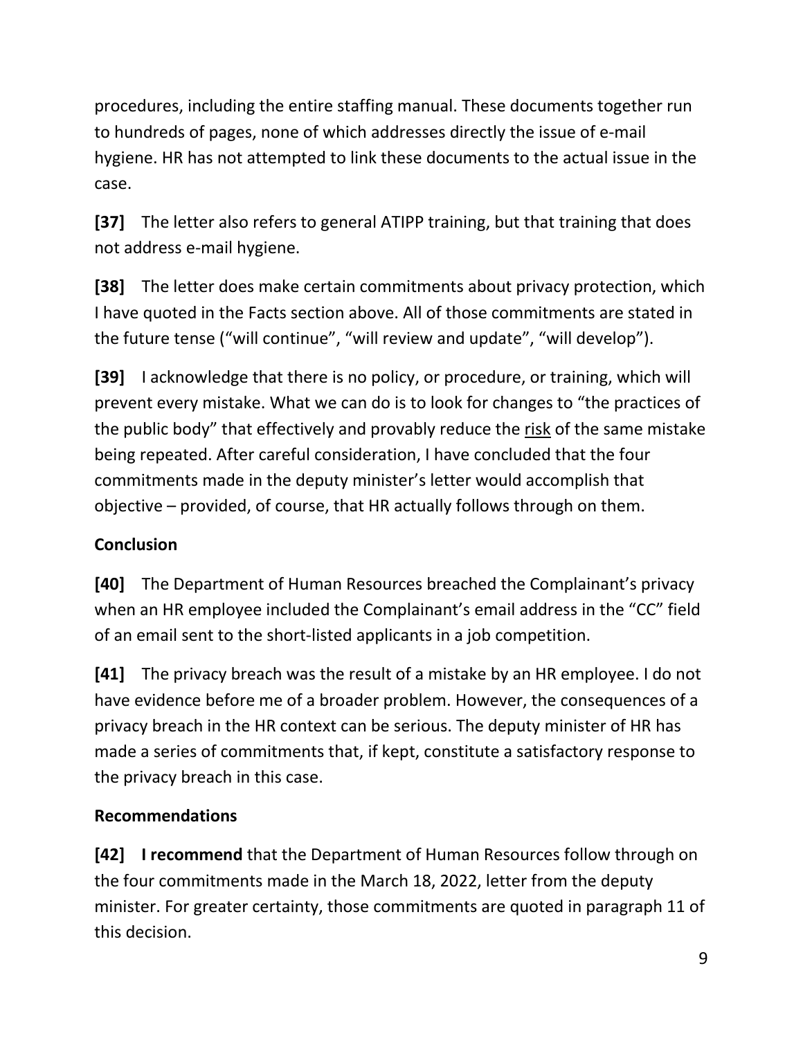procedures, including the entire staffing manual. These documents together run to hundreds of pages, none of which addresses directly the issue of e-mail hygiene. HR has not attempted to link these documents to the actual issue in the case.

**[37]** The letter also refers to general ATIPP training, but that training that does not address e-mail hygiene.

**[38]** The letter does make certain commitments about privacy protection, which I have quoted in the Facts section above. All of those commitments are stated in the future tense ("will continue", "will review and update", "will develop").

**[39]** I acknowledge that there is no policy, or procedure, or training, which will prevent every mistake. What we can do is to look for changes to "the practices of the public body" that effectively and provably reduce the <u>risk</u> of the same mistake being repeated. After careful consideration, I have concluded that the four commitments made in the deputy minister's letter would accomplish that objective – provided, of course, that HR actually follows through on them.

## Conclusion

**[40]** The Department of Human Resources breached the Complainant's privacy when an HR employee included the Complainant's email address in the "CC" field of an email sent to the short-listed applicants in a job competition.

**[41]** The privacy breach was the result of a mistake by an HR employee. I do not have evidence before me of a broader problem. However, the consequences of a privacy breach in the HR context can be serious. The deputy minister of HR has made a series of commitments that, if kept, constitute a satisfactory response to the privacy breach in this case.

## Recommendations

**[42]** **I recommend** that the Department of Human Resources follow through on the four commitments made in the March 18, 2022, letter from the deputy minister. For greater certainty, those commitments are quoted in paragraph 11 of this decision.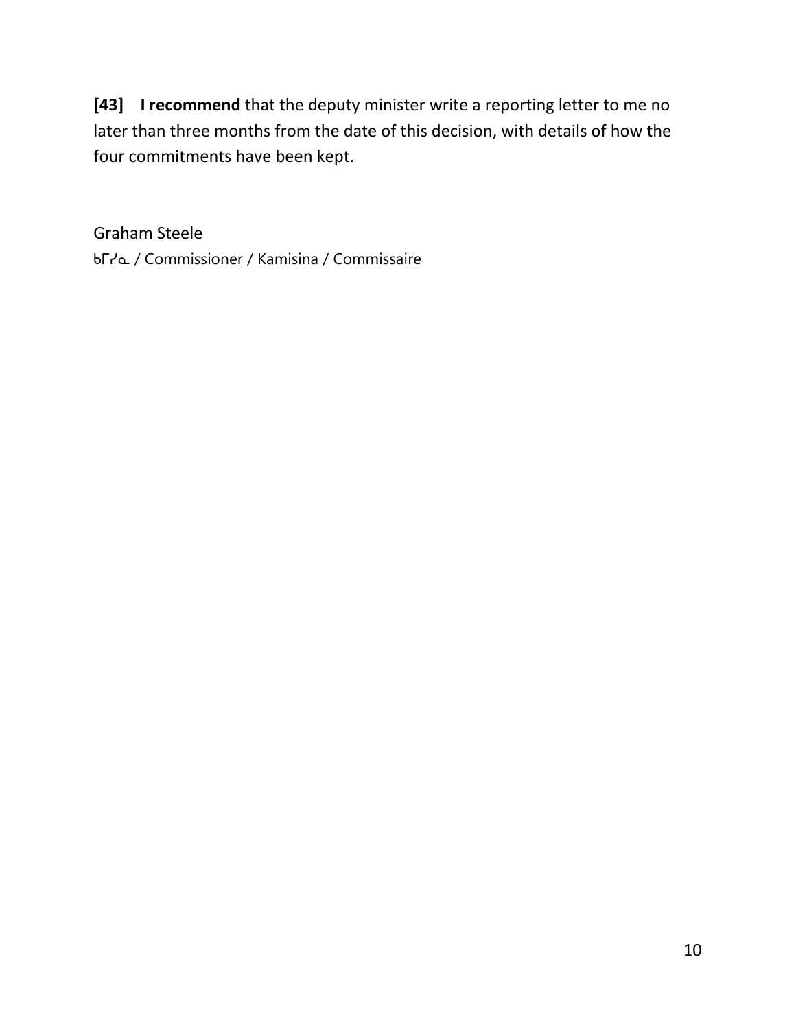**[43] I recommend** that the deputy minister write a reporting letter to me no later than three months from the date of this decision, with details of how the four commitments have been kept.

Graham Steele
ᑲᒥᓯᓇ / Commissioner / Kamisina / Commissaire